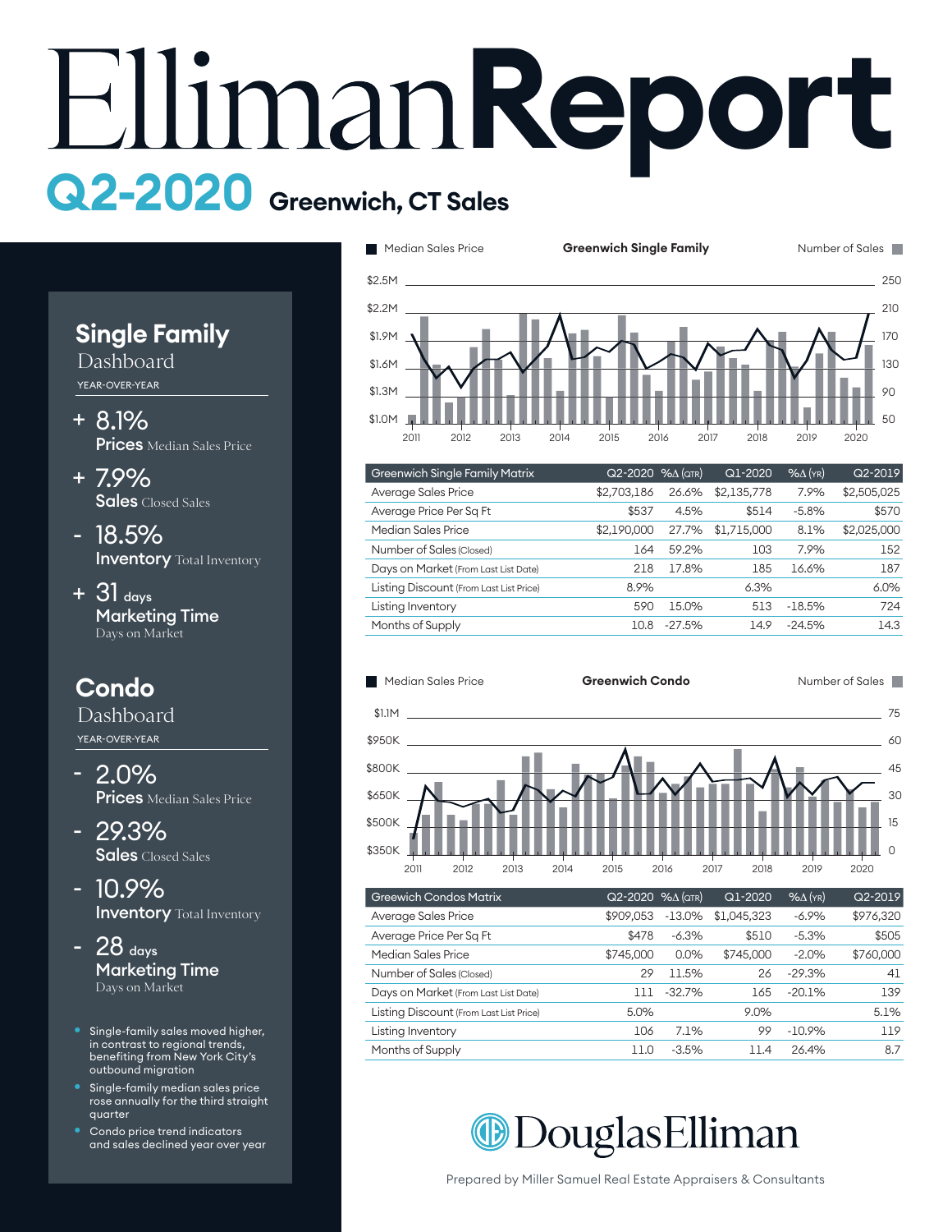# Elliman Report

## Q2-2020 Greenwich, CT Sales

### Single Family
Dashboard

YEAR-OVER-YEAR

- \+ 8.1%
  **Prices** Median Sales Price
- \+ 7.9%
  **Sales** Closed Sales
- \- 18.5%
  **Inventory** Total Inventory
- \+ 31 days
  **Marketing Time** Days on Market

### Condo
Dashboard

YEAR-OVER-YEAR

- \- 2.0%
  **Prices** Median Sales Price
- \- 29.3%
  **Sales** Closed Sales
- \- 10.9%
  **Inventory** Total Inventory
- \- 28 days
  **Marketing Time** Days on Market

- Single-family sales moved higher, in contrast to regional trends, benefiting from New York City's outbound migration
- Single-family median sales price rose annually for the third straight quarter
- Condo price trend indicators and sales declined year over year

**Greenwich Single Family**

Median Sales Price / Number of Sales

| Greenwich Single Family Matrix | Q2-2020 | %Δ (QTR) | Q1-2020 | %Δ (YR) | Q2-2019 |
|---|---|---|---|---|---|
| Average Sales Price | $2,703,186 | 26.6% | $2,135,778 | 7.9% | $2,505,025 |
| Average Price Per Sq Ft | $537 | 4.5% | $514 | -5.8% | $570 |
| Median Sales Price | $2,190,000 | 27.7% | $1,715,000 | 8.1% | $2,025,000 |
| Number of Sales (Closed) | 164 | 59.2% | 103 | 7.9% | 152 |
| Days on Market (From Last List Date) | 218 | 17.8% | 185 | 16.6% | 187 |
| Listing Discount (From Last List Price) | 8.9% | | 6.3% | | 6.0% |
| Listing Inventory | 590 | 15.0% | 513 | -18.5% | 724 |
| Months of Supply | 10.8 | -27.5% | 14.9 | -24.5% | 14.3 |

**Greenwich Condo**

Median Sales Price / Number of Sales

| Greewich Condos Matrix | Q2-2020 | %Δ (QTR) | Q1-2020 | %Δ (YR) | Q2-2019 |
|---|---|---|---|---|---|
| Average Sales Price | $909,053 | -13.0% | $1,045,323 | -6.9% | $976,320 |
| Average Price Per Sq Ft | $478 | -6.3% | $510 | -5.3% | $505 |
| Median Sales Price | $745,000 | 0.0% | $745,000 | -2.0% | $760,000 |
| Number of Sales (Closed) | 29 | 11.5% | 26 | -29.3% | 41 |
| Days on Market (From Last List Date) | 111 | -32.7% | 165 | -20.1% | 139 |
| Listing Discount (From Last List Price) | 5.0% | | 9.0% | | 5.1% |
| Listing Inventory | 106 | 7.1% | 99 | -10.9% | 119 |
| Months of Supply | 11.0 | -3.5% | 11.4 | 26.4% | 8.7 |

DouglasElliman

Prepared by Miller Samuel Real Estate Appraisers & Consultants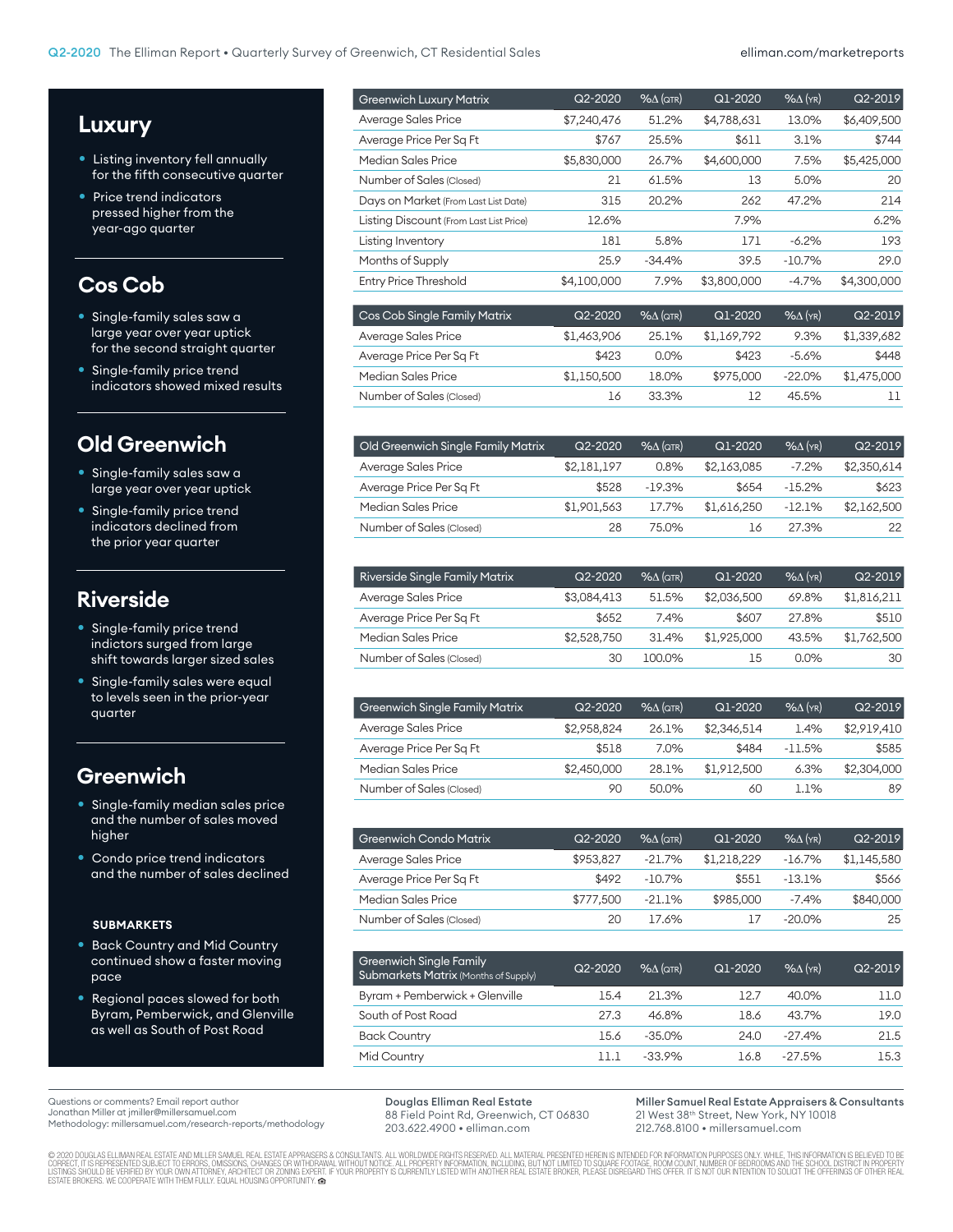## Luxury

- Listing inventory fell annually for the fifth consecutive quarter
- Price trend indicators pressed higher from the year-ago quarter

## Cos Cob

- Single-family sales saw a large year over year uptick for the second straight quarter
- Single-family price trend indicators showed mixed results

## Old Greenwich

- Single-family sales saw a large year over year uptick
- Single-family price trend indicators declined from the prior year quarter

## Riverside

- Single-family price trend indictors surged from large shift towards larger sized sales
- Single-family sales were equal to levels seen in the prior-year quarter

## Greenwich

- Single-family median sales price and the number of sales moved higher
- Condo price trend indicators and the number of sales declined

### SUBMARKETS

- Back Country and Mid Country continued show a faster moving pace
- Regional paces slowed for both Byram, Pemberwick, and Glenville as well as South of Post Road

| Greenwich Luxury Matrix | Q2-2020 | %Δ (QTR) | Q1-2020 | %Δ (YR) | Q2-2019 |
|---|---|---|---|---|---|
| Average Sales Price | $7,240,476 | 51.2% | $4,788,631 | 13.0% | $6,409,500 |
| Average Price Per Sq Ft | $767 | 25.5% | $611 | 3.1% | $744 |
| Median Sales Price | $5,830,000 | 26.7% | $4,600,000 | 7.5% | $5,425,000 |
| Number of Sales (Closed) | 21 | 61.5% | 13 | 5.0% | 20 |
| Days on Market (From Last List Date) | 315 | 20.2% | 262 | 47.2% | 214 |
| Listing Discount (From Last List Price) | 12.6% | | 7.9% | | 6.2% |
| Listing Inventory | 181 | 5.8% | 171 | -6.2% | 193 |
| Months of Supply | 25.9 | -34.4% | 39.5 | -10.7% | 29.0 |
| Entry Price Threshold | $4,100,000 | 7.9% | $3,800,000 | -4.7% | $4,300,000 |

| Cos Cob Single Family Matrix | Q2-2020 | %Δ (QTR) | Q1-2020 | %Δ (YR) | Q2-2019 |
|---|---|---|---|---|---|
| Average Sales Price | $1,463,906 | 25.1% | $1,169,792 | 9.3% | $1,339,682 |
| Average Price Per Sq Ft | $423 | 0.0% | $423 | -5.6% | $448 |
| Median Sales Price | $1,150,500 | 18.0% | $975,000 | -22.0% | $1,475,000 |
| Number of Sales (Closed) | 16 | 33.3% | 12 | 45.5% | 11 |

| Old Greenwich Single Family Matrix | Q2-2020 | %Δ (QTR) | Q1-2020 | %Δ (YR) | Q2-2019 |
|---|---|---|---|---|---|
| Average Sales Price | $2,181,197 | 0.8% | $2,163,085 | -7.2% | $2,350,614 |
| Average Price Per Sq Ft | $528 | -19.3% | $654 | -15.2% | $623 |
| Median Sales Price | $1,901,563 | 17.7% | $1,616,250 | -12.1% | $2,162,500 |
| Number of Sales (Closed) | 28 | 75.0% | 16 | 27.3% | 22 |

| Riverside Single Family Matrix | Q2-2020 | %Δ (QTR) | Q1-2020 | %Δ (YR) | Q2-2019 |
|---|---|---|---|---|---|
| Average Sales Price | $3,084,413 | 51.5% | $2,036,500 | 69.8% | $1,816,211 |
| Average Price Per Sq Ft | $652 | 7.4% | $607 | 27.8% | $510 |
| Median Sales Price | $2,528,750 | 31.4% | $1,925,000 | 43.5% | $1,762,500 |
| Number of Sales (Closed) | 30 | 100.0% | 15 | 0.0% | 30 |

| Greenwich Single Family Matrix | Q2-2020 | %Δ (QTR) | Q1-2020 | %Δ (YR) | Q2-2019 |
|---|---|---|---|---|---|
| Average Sales Price | $2,958,824 | 26.1% | $2,346,514 | 1.4% | $2,919,410 |
| Average Price Per Sq Ft | $518 | 7.0% | $484 | -11.5% | $585 |
| Median Sales Price | $2,450,000 | 28.1% | $1,912,500 | 6.3% | $2,304,000 |
| Number of Sales (Closed) | 90 | 50.0% | 60 | 1.1% | 89 |

| Greenwich Condo Matrix | Q2-2020 | %Δ (QTR) | Q1-2020 | %Δ (YR) | Q2-2019 |
|---|---|---|---|---|---|
| Average Sales Price | $953,827 | -21.7% | $1,218,229 | -16.7% | $1,145,580 |
| Average Price Per Sq Ft | $492 | -10.7% | $551 | -13.1% | $566 |
| Median Sales Price | $777,500 | -21.1% | $985,000 | -7.4% | $840,000 |
| Number of Sales (Closed) | 20 | 17.6% | 17 | -20.0% | 25 |

| Greenwich Single Family Submarkets Matrix (Months of Supply) | Q2-2020 | %Δ (QTR) | Q1-2020 | %Δ (YR) | Q2-2019 |
|---|---|---|---|---|---|
| Byram + Pemberwick + Glenville | 15.4 | 21.3% | 12.7 | 40.0% | 11.0 |
| South of Post Road | 27.3 | 46.8% | 18.6 | 43.7% | 19.0 |
| Back Country | 15.6 | -35.0% | 24.0 | -27.4% | 21.5 |
| Mid Country | 11.1 | -33.9% | 16.8 | -27.5% | 15.3 |

Questions or comments? Email report author Jonathan Miller at jmiller@millersamuel.com
Methodology: millersamuel.com/research-reports/methodology

**Douglas Elliman Real Estate**
88 Field Point Rd, Greenwich, CT 06830
203.622.4900 • elliman.com

**Miller Samuel Real Estate Appraisers & Consultants**
21 West 38th Street, New York, NY 10018
212.768.8100 • millersamuel.com

© 2020 DOUGLAS ELLIMAN REAL ESTATE AND MILLER SAMUEL REAL ESTATE APPRAISERS & CONSULTANTS. ALL WORLDWIDE RIGHTS RESERVED. ALL MATERIAL PRESENTED HEREIN IS INTENDED FOR INFORMATION PURPOSES ONLY. WHILE, THIS INFORMATION IS BELIEVED TO BE CORRECT, IT IS REPRESENTED SUBJECT TO ERRORS, OMISSIONS, CHANGES OR WITHDRAWAL WITHOUT NOTICE. ALL PROPERTY INFORMATION, INCLUDING, BUT NOT LIMITED TO SQUARE FOOTAGE, ROOM COUNT, NUMBER OF BEDROOMS AND THE SCHOOL DISTRICT IN PROPERTY LISTINGS SHOULD BE VERIFIED BY YOUR OWN ATTORNEY, ARCHITECT OR ZONING EXPERT. IF YOUR PROPERTY IS CURRENTLY LISTED WITH ANOTHER REAL ESTATE BROKER, PLEASE DISREGARD THIS OFFER. IT IS NOT OUR INTENTION TO SOLICIT THE OFFERINGS OF OTHER REAL ESTATE BROKERS. WE COOPERATE WITH THEM FULLY. EQUAL HOUSING OPPORTUNITY.